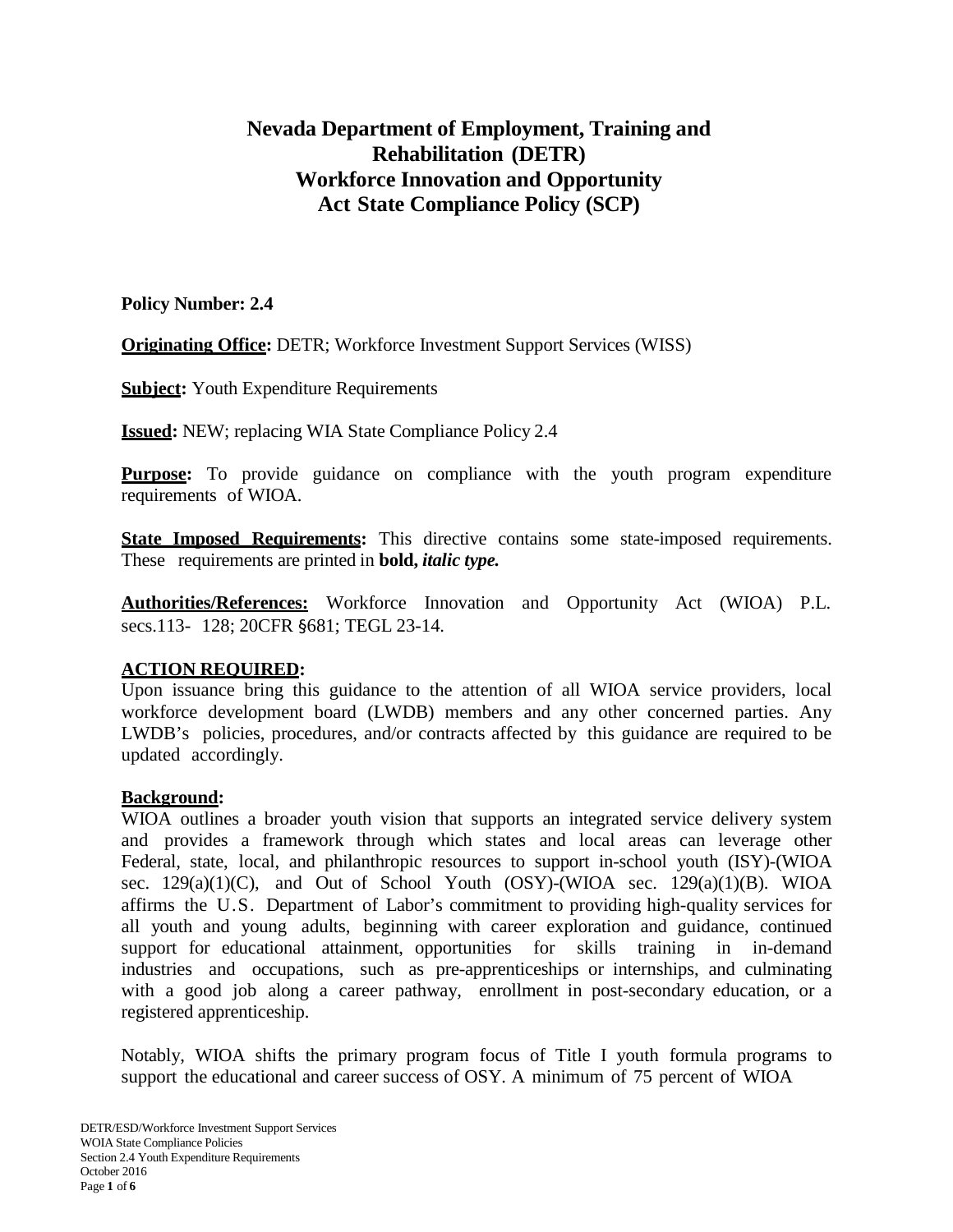# Nevada Department of Employment, Training and Rehabilitation (DETR) Workforce Innovation and Opportunity Act State Compliance Policy (SCP)

**Policy Number: 2.4**

**Originating Office:** DETR; Workforce Investment Support Services (WISS)

**Subject:** Youth Expenditure Requirements

**Issued:** NEW; replacing WIA State Compliance Policy 2.4

**Purpose:** To provide guidance on compliance with the youth program expenditure requirements of WIOA.

**State Imposed Requirements:** This directive contains some state-imposed requirements. These requirements are printed in **bold,** ***italic type.***

**Authorities/References:** Workforce Innovation and Opportunity Act (WIOA) P.L. secs.113- 128; 20CFR §681; TEGL 23-14.

**ACTION REQUIRED:**
Upon issuance bring this guidance to the attention of all WIOA service providers, local workforce development board (LWDB) members and any other concerned parties. Any LWDB's policies, procedures, and/or contracts affected by this guidance are required to be updated accordingly.

**Background:**
WIOA outlines a broader youth vision that supports an integrated service delivery system and provides a framework through which states and local areas can leverage other Federal, state, local, and philanthropic resources to support in-school youth (ISY)-(WIOA sec. 129(a)(1)(C), and Out of School Youth (OSY)-(WIOA sec. 129(a)(1)(B). WIOA affirms the U.S. Department of Labor's commitment to providing high-quality services for all youth and young adults, beginning with career exploration and guidance, continued support for educational attainment, opportunities for skills training in in-demand industries and occupations, such as pre-apprenticeships or internships, and culminating with a good job along a career pathway, enrollment in post-secondary education, or a registered apprenticeship.

Notably, WIOA shifts the primary program focus of Title I youth formula programs to support the educational and career success of OSY. A minimum of 75 percent of WIOA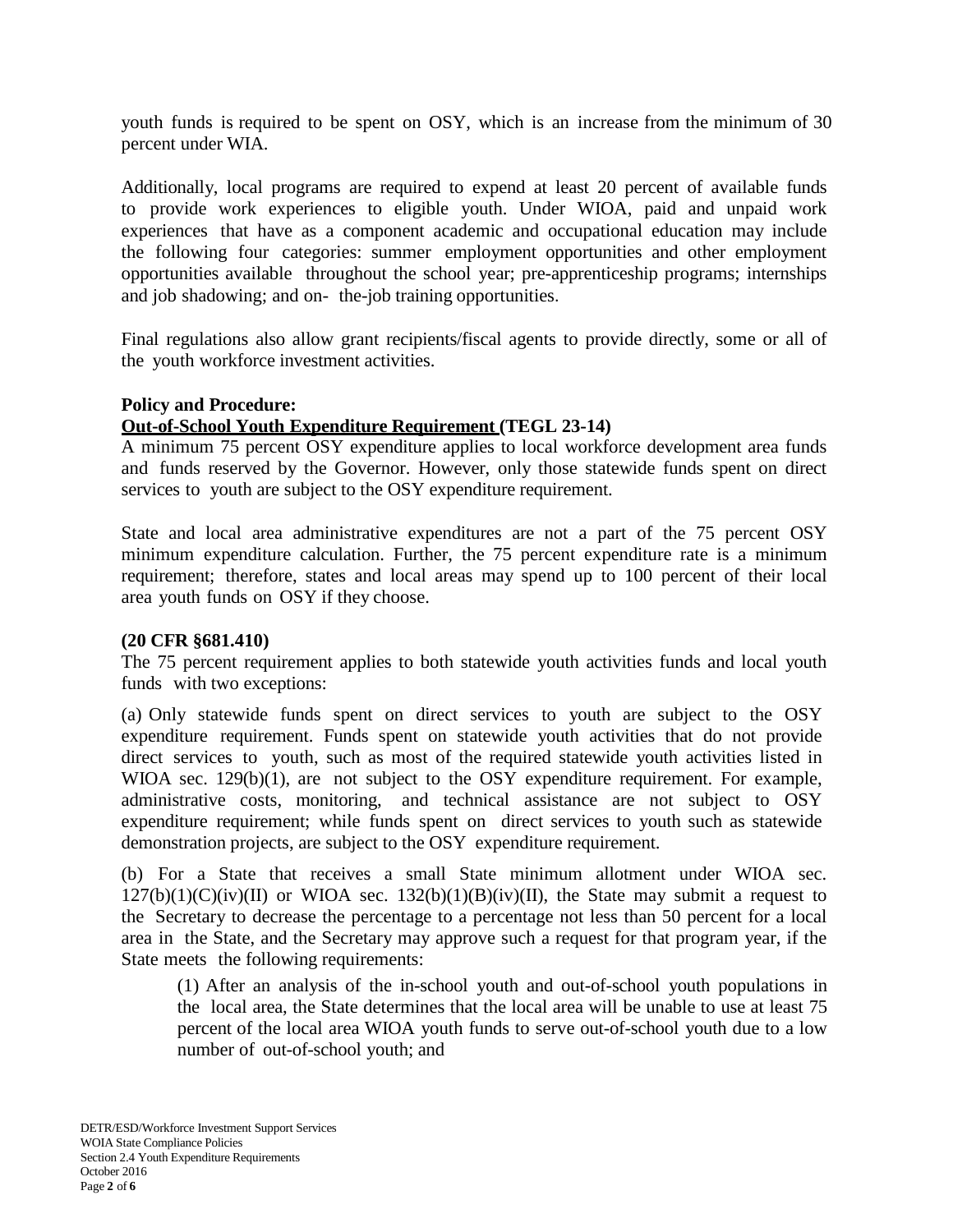youth funds is required to be spent on OSY, which is an increase from the minimum of 30 percent under WIA.

Additionally, local programs are required to expend at least 20 percent of available funds to provide work experiences to eligible youth. Under WIOA, paid and unpaid work experiences that have as a component academic and occupational education may include the following four categories: summer employment opportunities and other employment opportunities available throughout the school year; pre-apprenticeship programs; internships and job shadowing; and on- the-job training opportunities.

Final regulations also allow grant recipients/fiscal agents to provide directly, some or all of the youth workforce investment activities.

**Policy and Procedure:**

**Out-of-School Youth Expenditure Requirement (TEGL 23-14)**

A minimum 75 percent OSY expenditure applies to local workforce development area funds and funds reserved by the Governor. However, only those statewide funds spent on direct services to youth are subject to the OSY expenditure requirement.

State and local area administrative expenditures are not a part of the 75 percent OSY minimum expenditure calculation. Further, the 75 percent expenditure rate is a minimum requirement; therefore, states and local areas may spend up to 100 percent of their local area youth funds on OSY if they choose.

**(20 CFR §681.410)**

The 75 percent requirement applies to both statewide youth activities funds and local youth funds with two exceptions:

(a) Only statewide funds spent on direct services to youth are subject to the OSY expenditure requirement. Funds spent on statewide youth activities that do not provide direct services to youth, such as most of the required statewide youth activities listed in WIOA sec. 129(b)(1), are not subject to the OSY expenditure requirement. For example, administrative costs, monitoring, and technical assistance are not subject to OSY expenditure requirement; while funds spent on direct services to youth such as statewide demonstration projects, are subject to the OSY expenditure requirement.

(b) For a State that receives a small State minimum allotment under WIOA sec. 127(b)(1)(C)(iv)(II) or WIOA sec. 132(b)(1)(B)(iv)(II), the State may submit a request to the Secretary to decrease the percentage to a percentage not less than 50 percent for a local area in the State, and the Secretary may approve such a request for that program year, if the State meets the following requirements:

> (1) After an analysis of the in-school youth and out-of-school youth populations in the local area, the State determines that the local area will be unable to use at least 75 percent of the local area WIOA youth funds to serve out-of-school youth due to a low number of out-of-school youth; and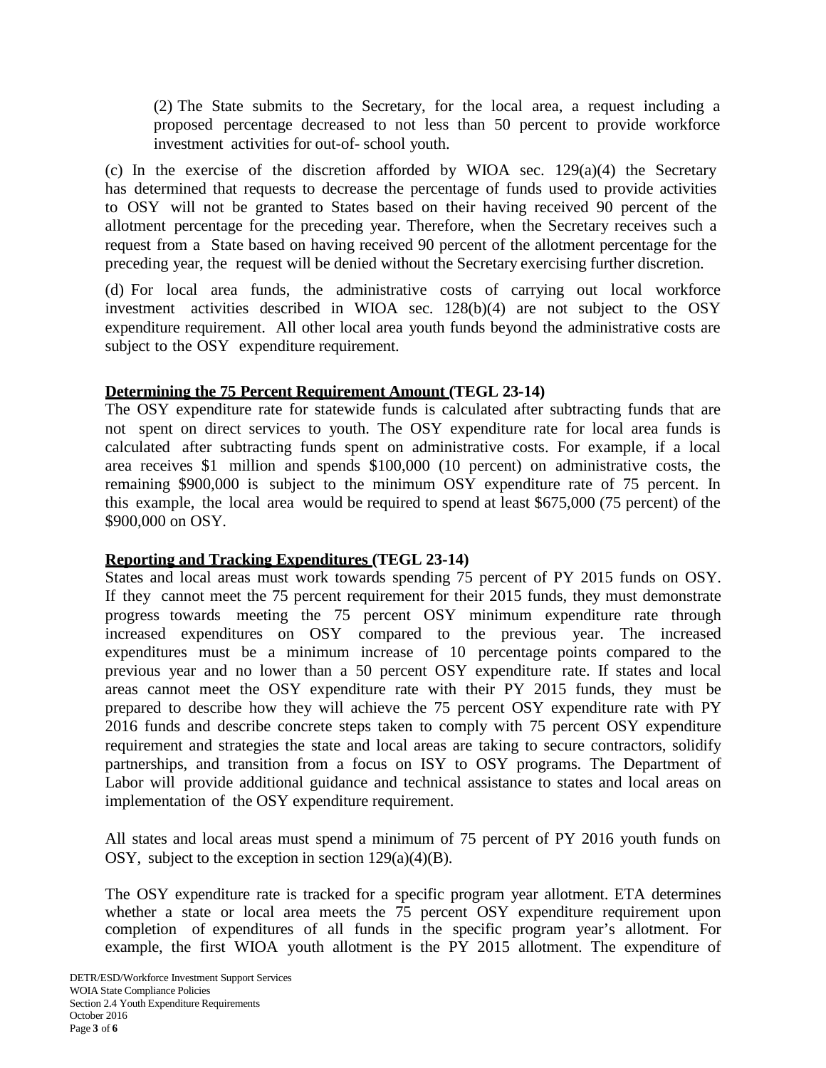(2) The State submits to the Secretary, for the local area, a request including a proposed percentage decreased to not less than 50 percent to provide workforce investment activities for out-of- school youth.

(c) In the exercise of the discretion afforded by WIOA sec. 129(a)(4) the Secretary has determined that requests to decrease the percentage of funds used to provide activities to OSY will not be granted to States based on their having received 90 percent of the allotment percentage for the preceding year. Therefore, when the Secretary receives such a request from a State based on having received 90 percent of the allotment percentage for the preceding year, the request will be denied without the Secretary exercising further discretion.

(d) For local area funds, the administrative costs of carrying out local workforce investment activities described in WIOA sec. 128(b)(4) are not subject to the OSY expenditure requirement. All other local area youth funds beyond the administrative costs are subject to the OSY expenditure requirement.

**Determining the 75 Percent Requirement Amount (TEGL 23-14)**

The OSY expenditure rate for statewide funds is calculated after subtracting funds that are not spent on direct services to youth. The OSY expenditure rate for local area funds is calculated after subtracting funds spent on administrative costs. For example, if a local area receives $1 million and spends $100,000 (10 percent) on administrative costs, the remaining $900,000 is subject to the minimum OSY expenditure rate of 75 percent. In this example, the local area would be required to spend at least $675,000 (75 percent) of the $900,000 on OSY.

**Reporting and Tracking Expenditures (TEGL 23-14)**

States and local areas must work towards spending 75 percent of PY 2015 funds on OSY. If they cannot meet the 75 percent requirement for their 2015 funds, they must demonstrate progress towards meeting the 75 percent OSY minimum expenditure rate through increased expenditures on OSY compared to the previous year. The increased expenditures must be a minimum increase of 10 percentage points compared to the previous year and no lower than a 50 percent OSY expenditure rate. If states and local areas cannot meet the OSY expenditure rate with their PY 2015 funds, they must be prepared to describe how they will achieve the 75 percent OSY expenditure rate with PY 2016 funds and describe concrete steps taken to comply with 75 percent OSY expenditure requirement and strategies the state and local areas are taking to secure contractors, solidify partnerships, and transition from a focus on ISY to OSY programs. The Department of Labor will provide additional guidance and technical assistance to states and local areas on implementation of the OSY expenditure requirement.

All states and local areas must spend a minimum of 75 percent of PY 2016 youth funds on OSY, subject to the exception in section 129(a)(4)(B).

The OSY expenditure rate is tracked for a specific program year allotment. ETA determines whether a state or local area meets the 75 percent OSY expenditure requirement upon completion of expenditures of all funds in the specific program year's allotment. For example, the first WIOA youth allotment is the PY 2015 allotment. The expenditure of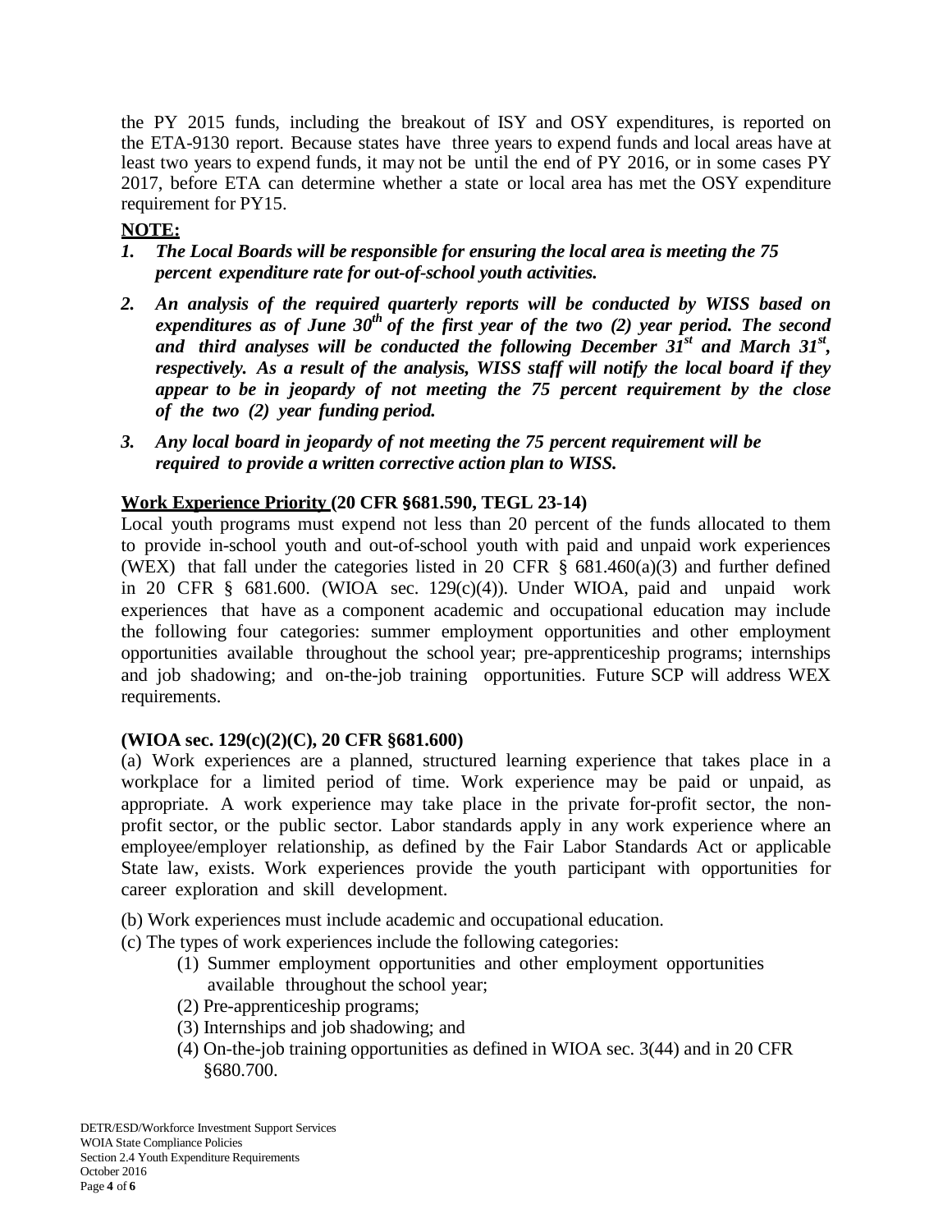the PY 2015 funds, including the breakout of ISY and OSY expenditures, is reported on the ETA-9130 report. Because states have three years to expend funds and local areas have at least two years to expend funds, it may not be until the end of PY 2016, or in some cases PY 2017, before ETA can determine whether a state or local area has met the OSY expenditure requirement for PY15.

**NOTE:**

1. ***The Local Boards will be responsible for ensuring the local area is meeting the 75 percent expenditure rate for out-of-school youth activities.***
2. ***An analysis of the required quarterly reports will be conducted by WISS based on expenditures as of June 30th of the first year of the two (2) year period. The second and third analyses will be conducted the following December 31st and March 31st, respectively. As a result of the analysis, WISS staff will notify the local board if they appear to be in jeopardy of not meeting the 75 percent requirement by the close of the two (2) year funding period.***
3. ***Any local board in jeopardy of not meeting the 75 percent requirement will be required to provide a written corrective action plan to WISS.***

**Work Experience Priority (20 CFR §681.590, TEGL 23-14)**

Local youth programs must expend not less than 20 percent of the funds allocated to them to provide in-school youth and out-of-school youth with paid and unpaid work experiences (WEX) that fall under the categories listed in 20 CFR § 681.460(a)(3) and further defined in 20 CFR § 681.600. (WIOA sec. 129(c)(4)). Under WIOA, paid and unpaid work experiences that have as a component academic and occupational education may include the following four categories: summer employment opportunities and other employment opportunities available throughout the school year; pre-apprenticeship programs; internships and job shadowing; and on-the-job training opportunities. Future SCP will address WEX requirements.

**(WIOA sec. 129(c)(2)(C), 20 CFR §681.600)**

(a) Work experiences are a planned, structured learning experience that takes place in a workplace for a limited period of time. Work experience may be paid or unpaid, as appropriate. A work experience may take place in the private for-profit sector, the non-profit sector, or the public sector. Labor standards apply in any work experience where an employee/employer relationship, as defined by the Fair Labor Standards Act or applicable State law, exists. Work experiences provide the youth participant with opportunities for career exploration and skill development.

(b) Work experiences must include academic and occupational education.

(c) The types of work experiences include the following categories:

(1) Summer employment opportunities and other employment opportunities available throughout the school year;

(2) Pre-apprenticeship programs;

(3) Internships and job shadowing; and

(4) On-the-job training opportunities as defined in WIOA sec. 3(44) and in 20 CFR §680.700.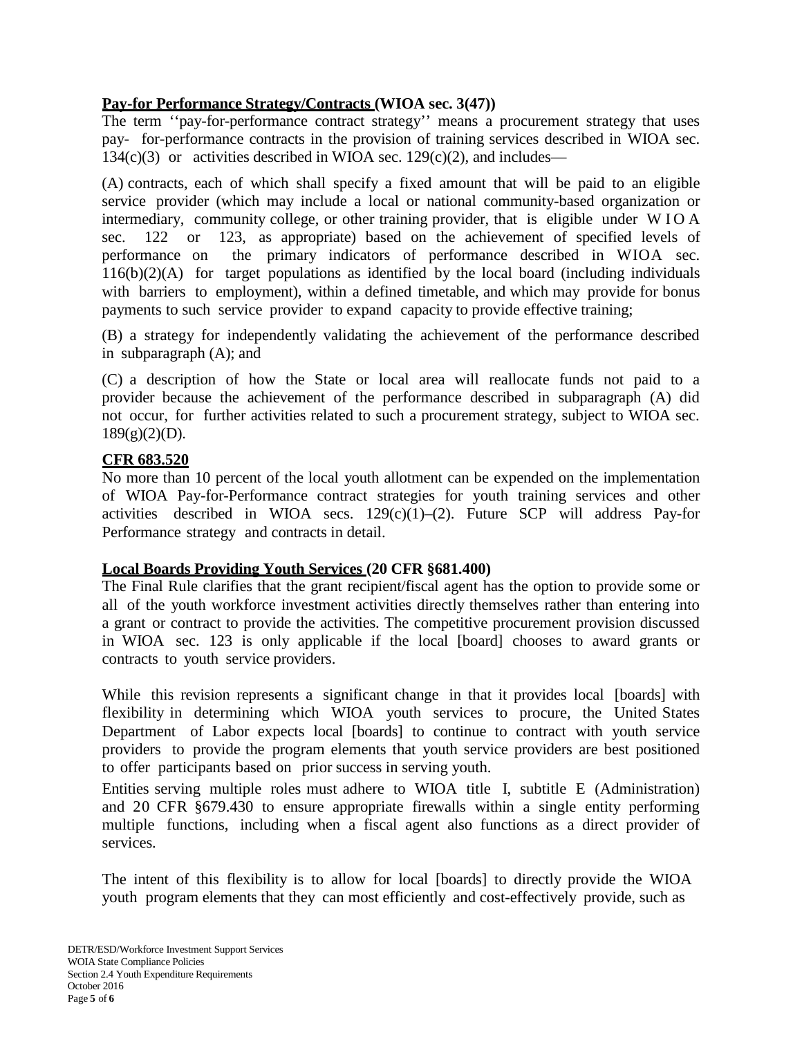**Pay-for Performance Strategy/Contracts (WIOA sec. 3(47))**

The term ''pay-for-performance contract strategy'' means a procurement strategy that uses pay- for-performance contracts in the provision of training services described in WIOA sec. 134(c)(3) or activities described in WIOA sec. 129(c)(2), and includes—

(A) contracts, each of which shall specify a fixed amount that will be paid to an eligible service provider (which may include a local or national community-based organization or intermediary, community college, or other training provider, that is eligible under WIOA sec. 122 or 123, as appropriate) based on the achievement of specified levels of performance on the primary indicators of performance described in WIOA sec. 116(b)(2)(A) for target populations as identified by the local board (including individuals with barriers to employment), within a defined timetable, and which may provide for bonus payments to such service provider to expand capacity to provide effective training;

(B) a strategy for independently validating the achievement of the performance described in subparagraph (A); and

(C) a description of how the State or local area will reallocate funds not paid to a provider because the achievement of the performance described in subparagraph (A) did not occur, for further activities related to such a procurement strategy, subject to WIOA sec. 189(g)(2)(D).

**CFR 683.520**

No more than 10 percent of the local youth allotment can be expended on the implementation of WIOA Pay-for-Performance contract strategies for youth training services and other activities described in WIOA secs. 129(c)(1)–(2). Future SCP will address Pay-for Performance strategy and contracts in detail.

**Local Boards Providing Youth Services (20 CFR §681.400)**

The Final Rule clarifies that the grant recipient/fiscal agent has the option to provide some or all of the youth workforce investment activities directly themselves rather than entering into a grant or contract to provide the activities. The competitive procurement provision discussed in WIOA sec. 123 is only applicable if the local [board] chooses to award grants or contracts to youth service providers.

While this revision represents a significant change in that it provides local [boards] with flexibility in determining which WIOA youth services to procure, the United States Department of Labor expects local [boards] to continue to contract with youth service providers to provide the program elements that youth service providers are best positioned to offer participants based on prior success in serving youth.

Entities serving multiple roles must adhere to WIOA title I, subtitle E (Administration) and 20 CFR §679.430 to ensure appropriate firewalls within a single entity performing multiple functions, including when a fiscal agent also functions as a direct provider of services.

The intent of this flexibility is to allow for local [boards] to directly provide the WIOA youth program elements that they can most efficiently and cost-effectively provide, such as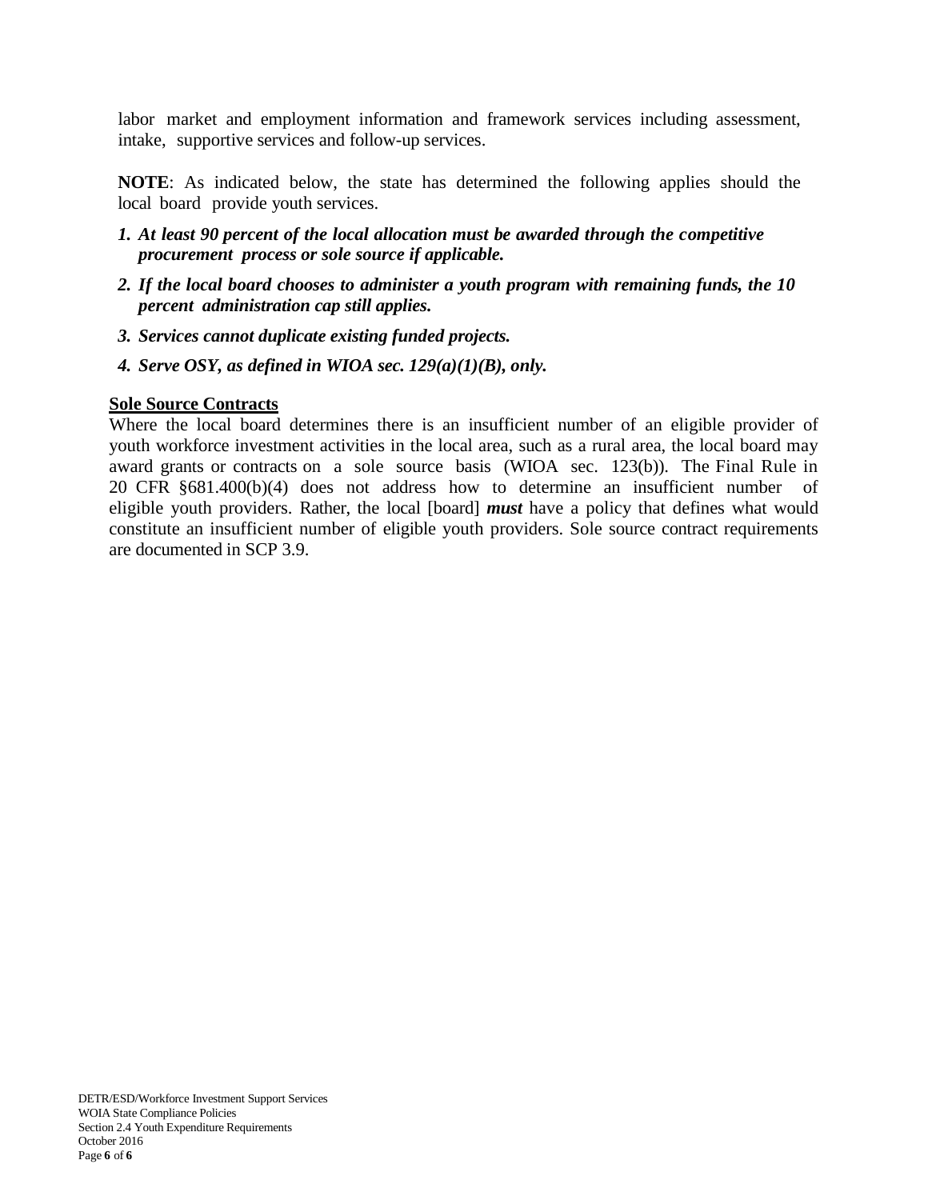labor market and employment information and framework services including assessment, intake, supportive services and follow-up services.

**NOTE**: As indicated below, the state has determined the following applies should the local board provide youth services.

1. ***At least 90 percent of the local allocation must be awarded through the competitive procurement process or sole source if applicable.***
2. ***If the local board chooses to administer a youth program with remaining funds, the 10 percent administration cap still applies.***
3. ***Services cannot duplicate existing funded projects.***
4. ***Serve OSY, as defined in WIOA sec. 129(a)(1)(B), only.***

**Sole Source Contracts**

Where the local board determines there is an insufficient number of an eligible provider of youth workforce investment activities in the local area, such as a rural area, the local board may award grants or contracts on a sole source basis (WIOA sec. 123(b)). The Final Rule in 20 CFR §681.400(b)(4) does not address how to determine an insufficient number of eligible youth providers. Rather, the local [board] ***must*** have a policy that defines what would constitute an insufficient number of eligible youth providers. Sole source contract requirements are documented in SCP 3.9.